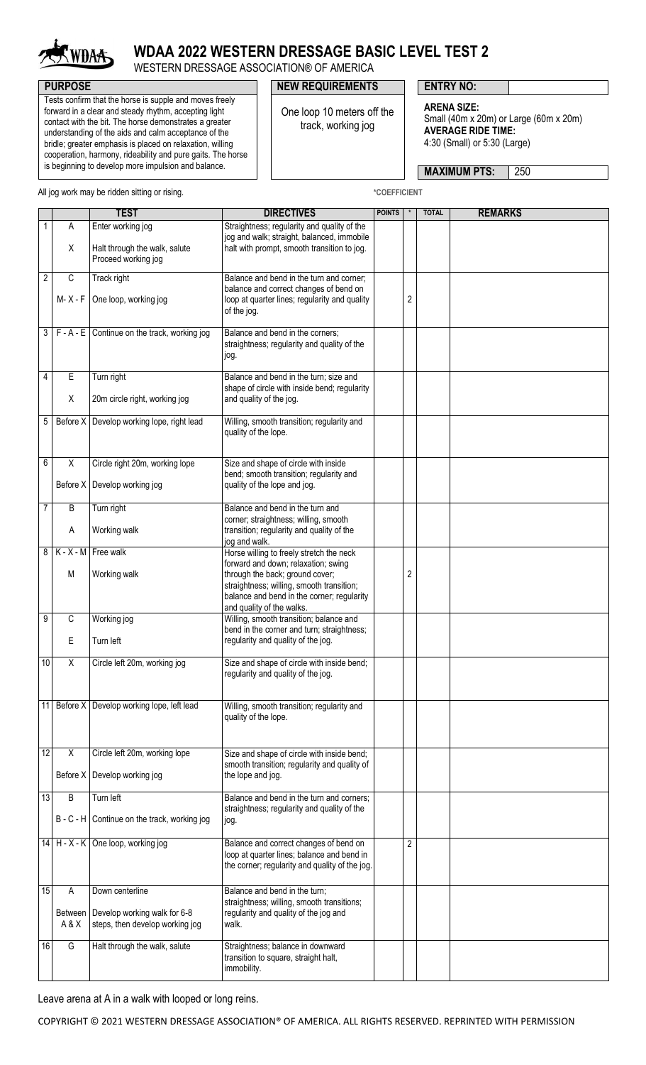# WDAA 2022 WESTERN DRESSAGE BASIC LEVEL TEST 2

WESTERN DRESSAGE ASSOCIATION® OF AMERICA

**PURPOSE**

Tests confirm that the horse is supple and moves freely forward in a clear and steady rhythm, accepting light contact with the bit. The horse demonstrates a greater understanding of the aids and calm acceptance of the bridle; greater emphasis is placed on relaxation, willing cooperation, harmony, rideability and pure gaits. The horse is beginning to develop more impulsion and balance.

**NEW REQUIREMENTS**

One loop 10 meters off the track, working jog

**ENTRY NO:**

**ARENA SIZE:** Small (40m x 20m) or Large (60m x 20m)
**AVERAGE RIDE TIME:** 4:30 (Small) or 5:30 (Large)

**MAXIMUM PTS:** 250

All jog work may be ridden sitting or rising.

*COEFFICIENT

| | | TEST | DIRECTIVES | POINTS | * | TOTAL | REMARKS |
|---|---|---|---|---|---|---|---|
| 1 | A<br>X | Enter working jog<br>Halt through the walk, salute<br>Proceed working jog | Straightness; regularity and quality of the jog and walk; straight, balanced, immobile halt with prompt, smooth transition to jog. | | | | |
| 2 | C<br>M- X - F | Track right<br>One loop, working jog | Balance and bend in the turn and corner; balance and correct changes of bend on loop at quarter lines; regularity and quality of the jog. | | 2 | | |
| 3 | F - A - E | Continue on the track, working jog | Balance and bend in the corners; straightness; regularity and quality of the jog. | | | | |
| 4 | E<br>X | Turn right<br>20m circle right, working jog | Balance and bend in the turn; size and shape of circle with inside bend; regularity and quality of the jog. | | | | |
| 5 | Before X | Develop working lope, right lead | Willing, smooth transition; regularity and quality of the lope. | | | | |
| 6 | X<br>Before X | Circle right 20m, working lope<br>Develop working jog | Size and shape of circle with inside bend; smooth transition; regularity and quality of the lope and jog. | | | | |
| 7 | B<br>A | Turn right<br>Working walk | Balance and bend in the turn and corner; straightness; willing, smooth transition; regularity and quality of the jog and walk. | | | | |
| 8 | K - X - M<br>M | Free walk<br>Working walk | Horse willing to freely stretch the neck forward and down; relaxation; swing through the back; ground cover; straightness; willing, smooth transition; balance and bend in the corner; regularity and quality of the walks. | | 2 | | |
| 9 | C<br>E | Working jog<br>Turn left | Willing, smooth transition; balance and bend in the corner and turn; straightness; regularity and quality of the jog. | | | | |
| 10 | X | Circle left 20m, working jog | Size and shape of circle with inside bend; regularity and quality of the jog. | | | | |
| 11 | Before X | Develop working lope, left lead | Willing, smooth transition; regularity and quality of the lope. | | | | |
| 12 | X<br>Before X | Circle left 20m, working lope<br>Develop working jog | Size and shape of circle with inside bend; smooth transition; regularity and quality of the lope and jog. | | | | |
| 13 | B<br>B - C - H | Turn left<br>Continue on the track, working jog | Balance and bend in the turn and corners; straightness; regularity and quality of the jog. | | | | |
| 14 | H - X - K | One loop, working jog | Balance and correct changes of bend on loop at quarter lines; balance and bend in the corner; regularity and quality of the jog. | | 2 | | |
| 15 | A<br>Between A & X | Down centerline<br>Develop working walk for 6-8 steps, then develop working jog | Balance and bend in the turn; straightness; willing, smooth transitions; regularity and quality of the jog and walk. | | | | |
| 16 | G | Halt through the walk, salute | Straightness; balance in downward transition to square, straight halt, immobility. | | | | |

Leave arena at A in a walk with looped or long reins.

COPYRIGHT © 2021 WESTERN DRESSAGE ASSOCIATION® OF AMERICA. ALL RIGHTS RESERVED. REPRINTED WITH PERMISSION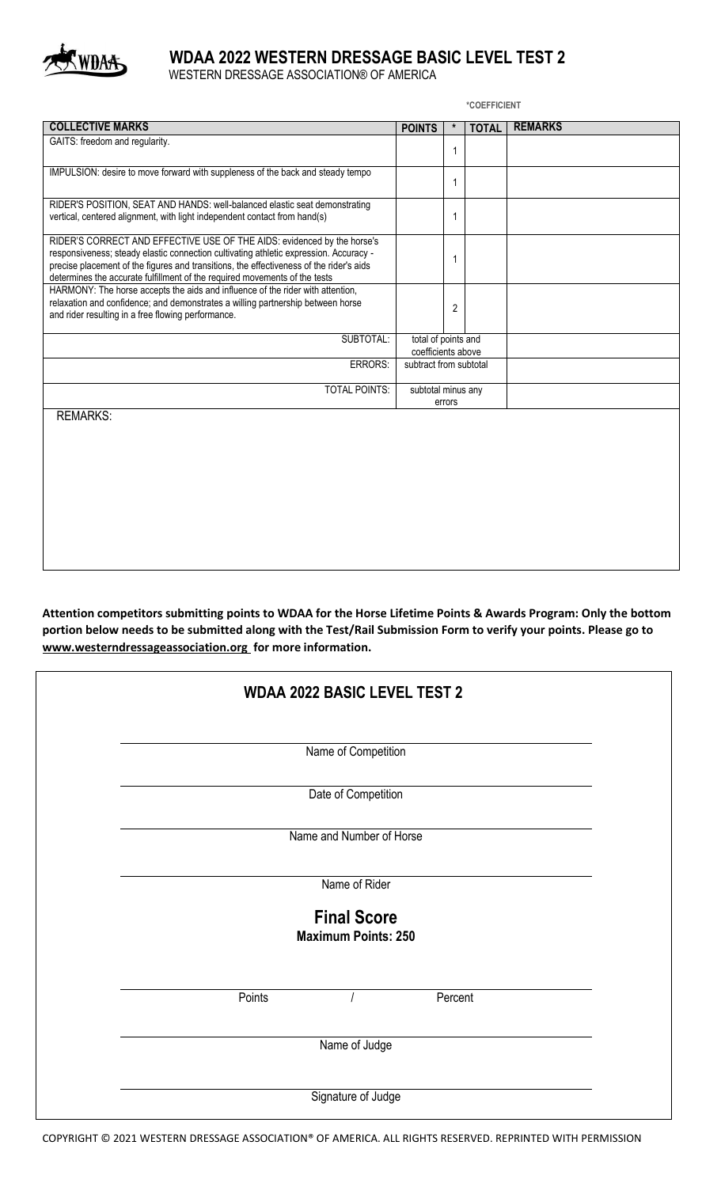# WDAA 2022 WESTERN DRESSAGE BASIC LEVEL TEST 2

WESTERN DRESSAGE ASSOCIATION® OF AMERICA

*COEFFICIENT

| COLLECTIVE MARKS | POINTS | * | TOTAL | REMARKS |
| --- | --- | --- | --- | --- |
| GAITS: freedom and regularity. | | 1 | | |
| IMPULSION: desire to move forward with suppleness of the back and steady tempo | | 1 | | |
| RIDER'S POSITION, SEAT AND HANDS: well-balanced elastic seat demonstrating vertical, centered alignment, with light independent contact from hand(s) | | 1 | | |
| RIDER'S CORRECT AND EFFECTIVE USE OF THE AIDS: evidenced by the horse's responsiveness; steady elastic connection cultivating athletic expression. Accuracy - precise placement of the figures and transitions, the effectiveness of the rider's aids determines the accurate fulfillment of the required movements of the tests | | 1 | | |
| HARMONY: The horse accepts the aids and influence of the rider with attention, relaxation and confidence; and demonstrates a willing partnership between horse and rider resulting in a free flowing performance. | | 2 | | |
| SUBTOTAL: | total of points and coefficients above | | | |
| ERRORS: | subtract from subtotal | | | |
| TOTAL POINTS: | subtotal minus any errors | | | |

REMARKS:

**Attention competitors submitting points to WDAA for the Horse Lifetime Points & Awards Program: Only the bottom portion below needs to be submitted along with the Test/Rail Submission Form to verify your points. Please go to <u>www.westerndressageassociation.org</u> for more information.**

## WDAA 2022 BASIC LEVEL TEST 2

Name of Competition

Date of Competition

Name and Number of Horse

Name of Rider

**Final Score**
**Maximum Points: 250**

Points / Percent

Name of Judge

Signature of Judge

COPYRIGHT © 2021 WESTERN DRESSAGE ASSOCIATION® OF AMERICA. ALL RIGHTS RESERVED. REPRINTED WITH PERMISSION